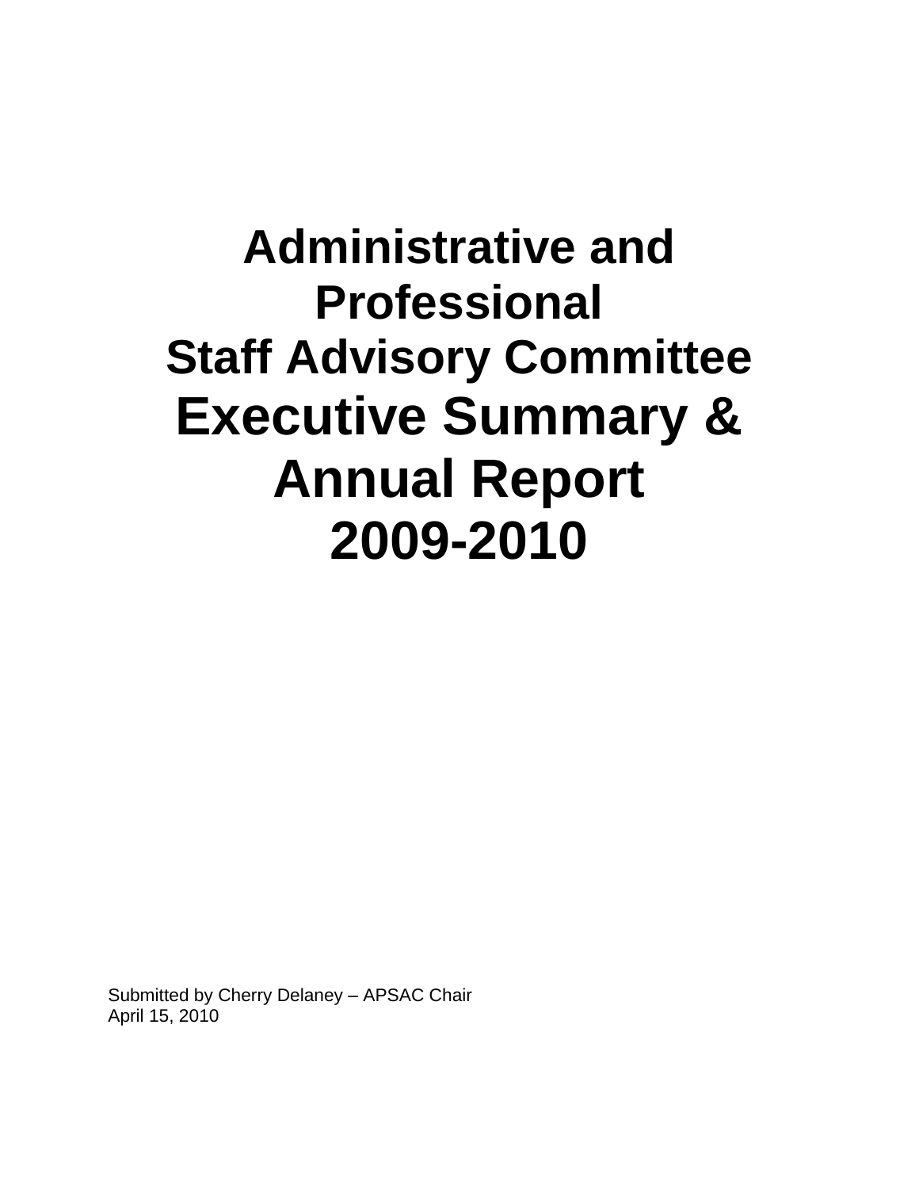# Administrative and Professional Staff Advisory Committee

# Executive Summary & Annual Report 2009-2010

Submitted by Cherry Delaney – APSAC Chair
April 15, 2010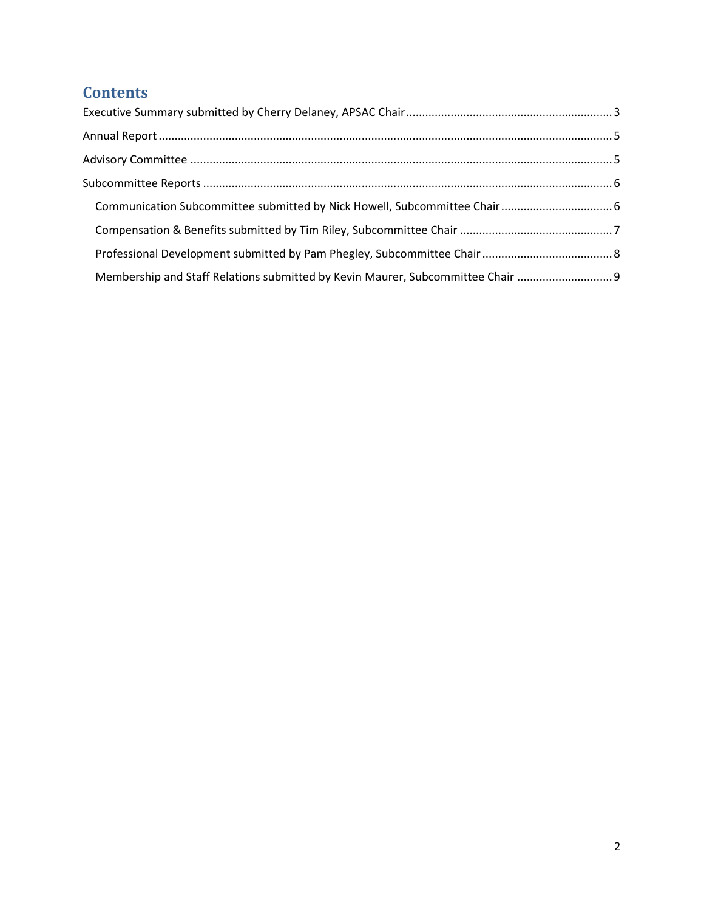## Contents

Executive Summary submitted by Cherry Delaney, APSAC Chair ........ 3

Annual Report ........ 5

Advisory Committee ........ 5

Subcommittee Reports ........ 6

- Communication Subcommittee submitted by Nick Howell, Subcommittee Chair ........ 6
- Compensation & Benefits submitted by Tim Riley, Subcommittee Chair ........ 7
- Professional Development submitted by Pam Phegley, Subcommittee Chair ........ 8
- Membership and Staff Relations submitted by Kevin Maurer, Subcommittee Chair ........ 9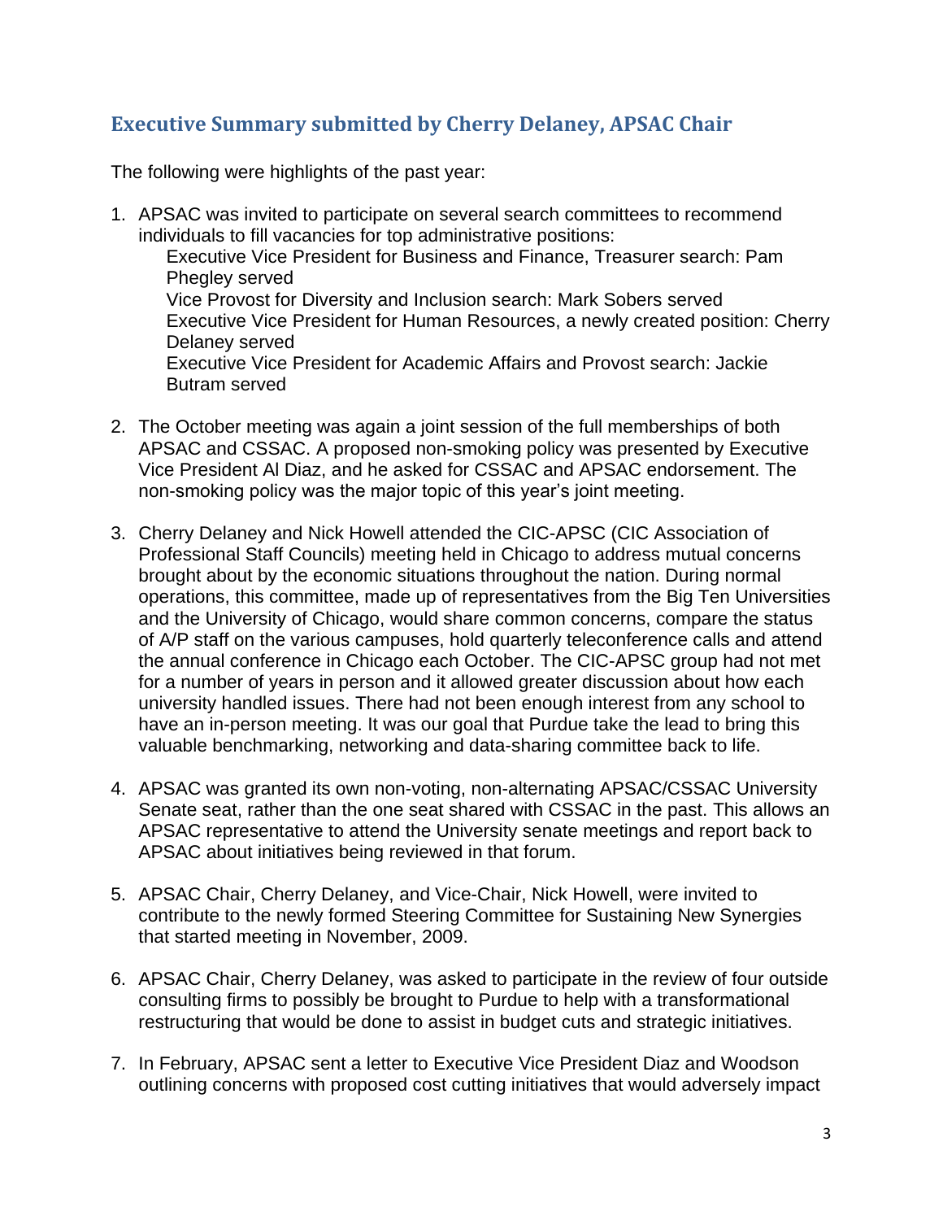## Executive Summary submitted by Cherry Delaney, APSAC Chair

The following were highlights of the past year:

1. APSAC was invited to participate on several search committees to recommend individuals to fill vacancies for top administrative positions:
   Executive Vice President for Business and Finance, Treasurer search: Pam Phegley served
   Vice Provost for Diversity and Inclusion search: Mark Sobers served
   Executive Vice President for Human Resources, a newly created position: Cherry Delaney served
   Executive Vice President for Academic Affairs and Provost search: Jackie Butram served

2. The October meeting was again a joint session of the full memberships of both APSAC and CSSAC. A proposed non-smoking policy was presented by Executive Vice President Al Diaz, and he asked for CSSAC and APSAC endorsement. The non-smoking policy was the major topic of this year's joint meeting.

3. Cherry Delaney and Nick Howell attended the CIC-APSC (CIC Association of Professional Staff Councils) meeting held in Chicago to address mutual concerns brought about by the economic situations throughout the nation. During normal operations, this committee, made up of representatives from the Big Ten Universities and the University of Chicago, would share common concerns, compare the status of A/P staff on the various campuses, hold quarterly teleconference calls and attend the annual conference in Chicago each October. The CIC-APSC group had not met for a number of years in person and it allowed greater discussion about how each university handled issues. There had not been enough interest from any school to have an in-person meeting. It was our goal that Purdue take the lead to bring this valuable benchmarking, networking and data-sharing committee back to life.

4. APSAC was granted its own non-voting, non-alternating APSAC/CSSAC University Senate seat, rather than the one seat shared with CSSAC in the past. This allows an APSAC representative to attend the University senate meetings and report back to APSAC about initiatives being reviewed in that forum.

5. APSAC Chair, Cherry Delaney, and Vice-Chair, Nick Howell, were invited to contribute to the newly formed Steering Committee for Sustaining New Synergies that started meeting in November, 2009.

6. APSAC Chair, Cherry Delaney, was asked to participate in the review of four outside consulting firms to possibly be brought to Purdue to help with a transformational restructuring that would be done to assist in budget cuts and strategic initiatives.

7. In February, APSAC sent a letter to Executive Vice President Diaz and Woodson outlining concerns with proposed cost cutting initiatives that would adversely impact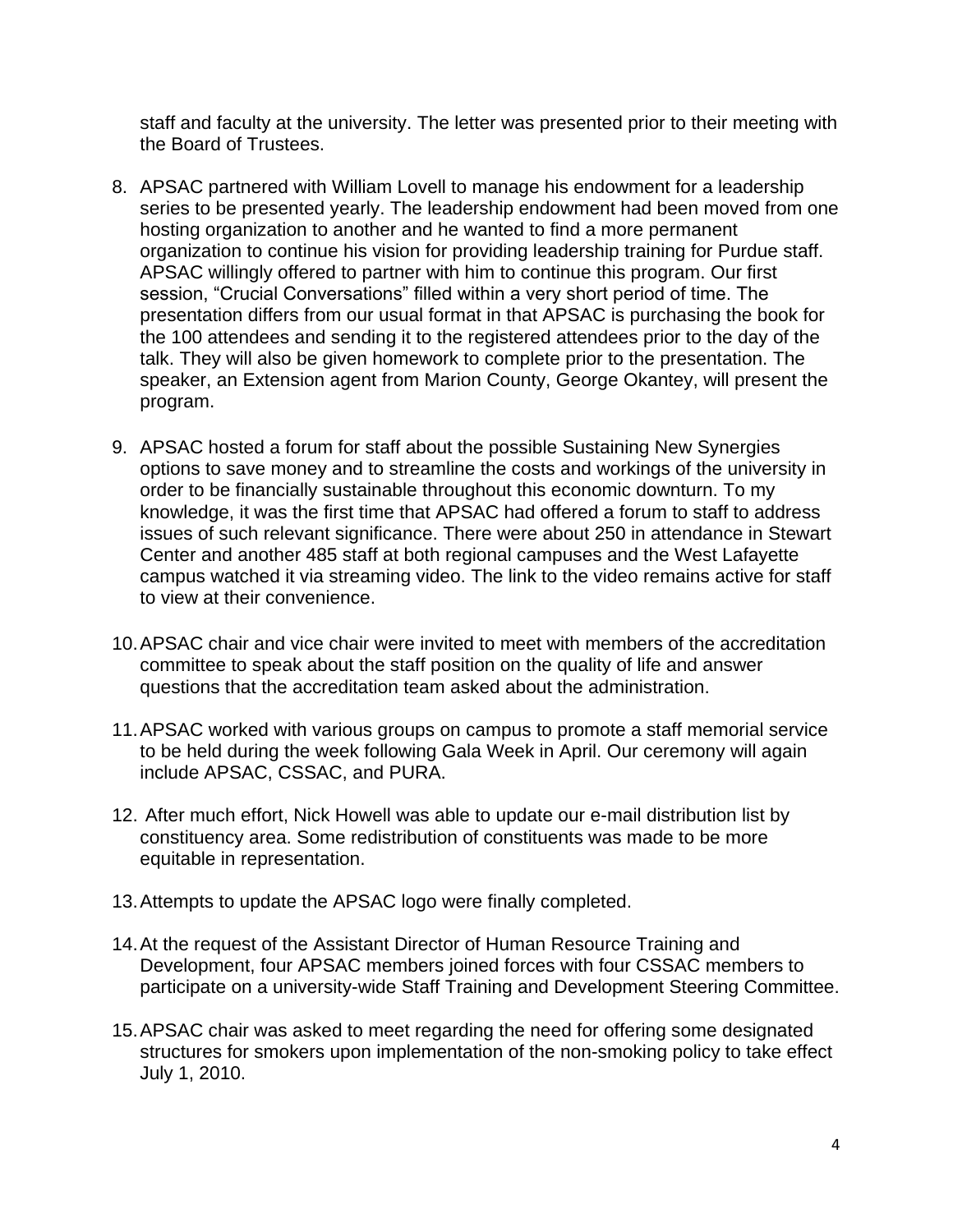staff and faculty at the university. The letter was presented prior to their meeting with the Board of Trustees.

8. APSAC partnered with William Lovell to manage his endowment for a leadership series to be presented yearly. The leadership endowment had been moved from one hosting organization to another and he wanted to find a more permanent organization to continue his vision for providing leadership training for Purdue staff. APSAC willingly offered to partner with him to continue this program. Our first session, "Crucial Conversations" filled within a very short period of time. The presentation differs from our usual format in that APSAC is purchasing the book for the 100 attendees and sending it to the registered attendees prior to the day of the talk. They will also be given homework to complete prior to the presentation. The speaker, an Extension agent from Marion County, George Okantey, will present the program.

9. APSAC hosted a forum for staff about the possible Sustaining New Synergies options to save money and to streamline the costs and workings of the university in order to be financially sustainable throughout this economic downturn. To my knowledge, it was the first time that APSAC had offered a forum to staff to address issues of such relevant significance. There were about 250 in attendance in Stewart Center and another 485 staff at both regional campuses and the West Lafayette campus watched it via streaming video. The link to the video remains active for staff to view at their convenience.

10. APSAC chair and vice chair were invited to meet with members of the accreditation committee to speak about the staff position on the quality of life and answer questions that the accreditation team asked about the administration.

11. APSAC worked with various groups on campus to promote a staff memorial service to be held during the week following Gala Week in April. Our ceremony will again include APSAC, CSSAC, and PURA.

12. After much effort, Nick Howell was able to update our e-mail distribution list by constituency area. Some redistribution of constituents was made to be more equitable in representation.

13. Attempts to update the APSAC logo were finally completed.

14. At the request of the Assistant Director of Human Resource Training and Development, four APSAC members joined forces with four CSSAC members to participate on a university-wide Staff Training and Development Steering Committee.

15. APSAC chair was asked to meet regarding the need for offering some designated structures for smokers upon implementation of the non-smoking policy to take effect July 1, 2010.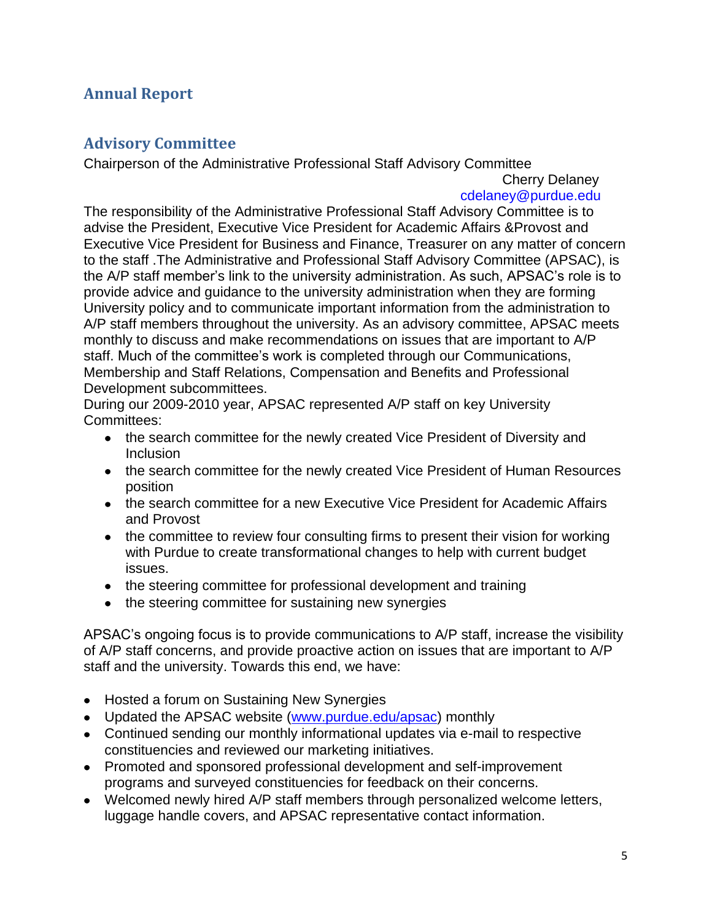## Annual Report

## Advisory Committee

Chairperson of the Administrative Professional Staff Advisory Committee

Cherry Delaney
cdelaney@purdue.edu

The responsibility of the Administrative Professional Staff Advisory Committee is to advise the President, Executive Vice President for Academic Affairs &Provost and Executive Vice President for Business and Finance, Treasurer on any matter of concern to the staff .The Administrative and Professional Staff Advisory Committee (APSAC), is the A/P staff member's link to the university administration. As such, APSAC's role is to provide advice and guidance to the university administration when they are forming University policy and to communicate important information from the administration to A/P staff members throughout the university. As an advisory committee, APSAC meets monthly to discuss and make recommendations on issues that are important to A/P staff. Much of the committee's work is completed through our Communications, Membership and Staff Relations, Compensation and Benefits and Professional Development subcommittees.

During our 2009-2010 year, APSAC represented A/P staff on key University Committees:

- the search committee for the newly created Vice President of Diversity and Inclusion
- the search committee for the newly created Vice President of Human Resources position
- the search committee for a new Executive Vice President for Academic Affairs and Provost
- the committee to review four consulting firms to present their vision for working with Purdue to create transformational changes to help with current budget issues.
- the steering committee for professional development and training
- the steering committee for sustaining new synergies

APSAC's ongoing focus is to provide communications to A/P staff, increase the visibility of A/P staff concerns, and provide proactive action on issues that are important to A/P staff and the university. Towards this end, we have:

- Hosted a forum on Sustaining New Synergies
- Updated the APSAC website (www.purdue.edu/apsac) monthly
- Continued sending our monthly informational updates via e-mail to respective constituencies and reviewed our marketing initiatives.
- Promoted and sponsored professional development and self-improvement programs and surveyed constituencies for feedback on their concerns.
- Welcomed newly hired A/P staff members through personalized welcome letters, luggage handle covers, and APSAC representative contact information.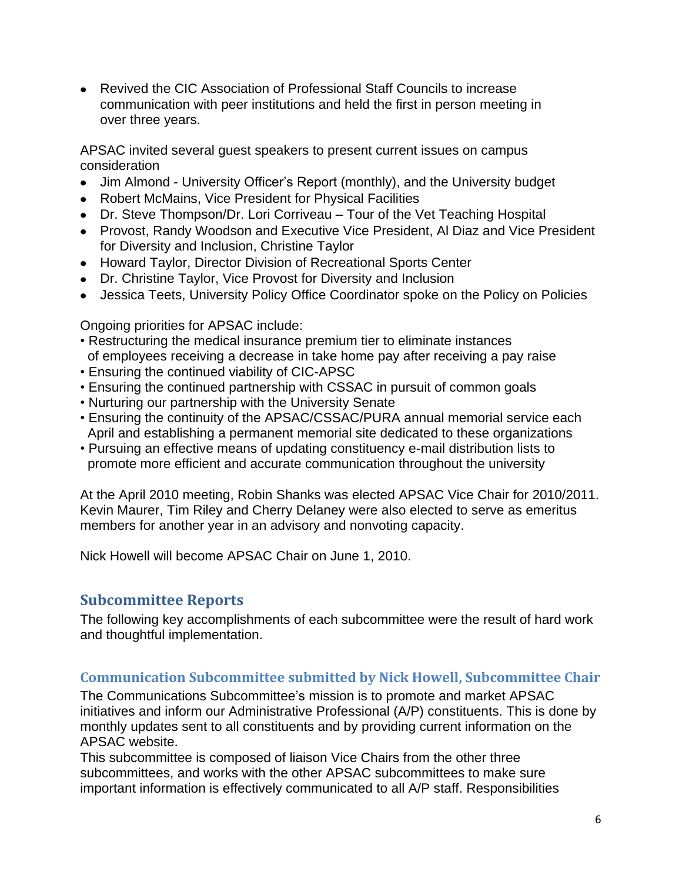- Revived the CIC Association of Professional Staff Councils to increase communication with peer institutions and held the first in person meeting in over three years.

APSAC invited several guest speakers to present current issues on campus consideration

- Jim Almond - University Officer's Report (monthly), and the University budget
- Robert McMains, Vice President for Physical Facilities
- Dr. Steve Thompson/Dr. Lori Corriveau – Tour of the Vet Teaching Hospital
- Provost, Randy Woodson and Executive Vice President, Al Diaz and Vice President for Diversity and Inclusion, Christine Taylor
- Howard Taylor, Director Division of Recreational Sports Center
- Dr. Christine Taylor, Vice Provost for Diversity and Inclusion
- Jessica Teets, University Policy Office Coordinator spoke on the Policy on Policies

Ongoing priorities for APSAC include:

- Restructuring the medical insurance premium tier to eliminate instances of employees receiving a decrease in take home pay after receiving a pay raise
- Ensuring the continued viability of CIC-APSC
- Ensuring the continued partnership with CSSAC in pursuit of common goals
- Nurturing our partnership with the University Senate
- Ensuring the continuity of the APSAC/CSSAC/PURA annual memorial service each April and establishing a permanent memorial site dedicated to these organizations
- Pursuing an effective means of updating constituency e-mail distribution lists to promote more efficient and accurate communication throughout the university

At the April 2010 meeting, Robin Shanks was elected APSAC Vice Chair for 2010/2011. Kevin Maurer, Tim Riley and Cherry Delaney were also elected to serve as emeritus members for another year in an advisory and nonvoting capacity.

Nick Howell will become APSAC Chair on June 1, 2010.

## Subcommittee Reports

The following key accomplishments of each subcommittee were the result of hard work and thoughtful implementation.

### Communication Subcommittee submitted by Nick Howell, Subcommittee Chair

The Communications Subcommittee's mission is to promote and market APSAC initiatives and inform our Administrative Professional (A/P) constituents. This is done by monthly updates sent to all constituents and by providing current information on the APSAC website.

This subcommittee is composed of liaison Vice Chairs from the other three subcommittees, and works with the other APSAC subcommittees to make sure important information is effectively communicated to all A/P staff. Responsibilities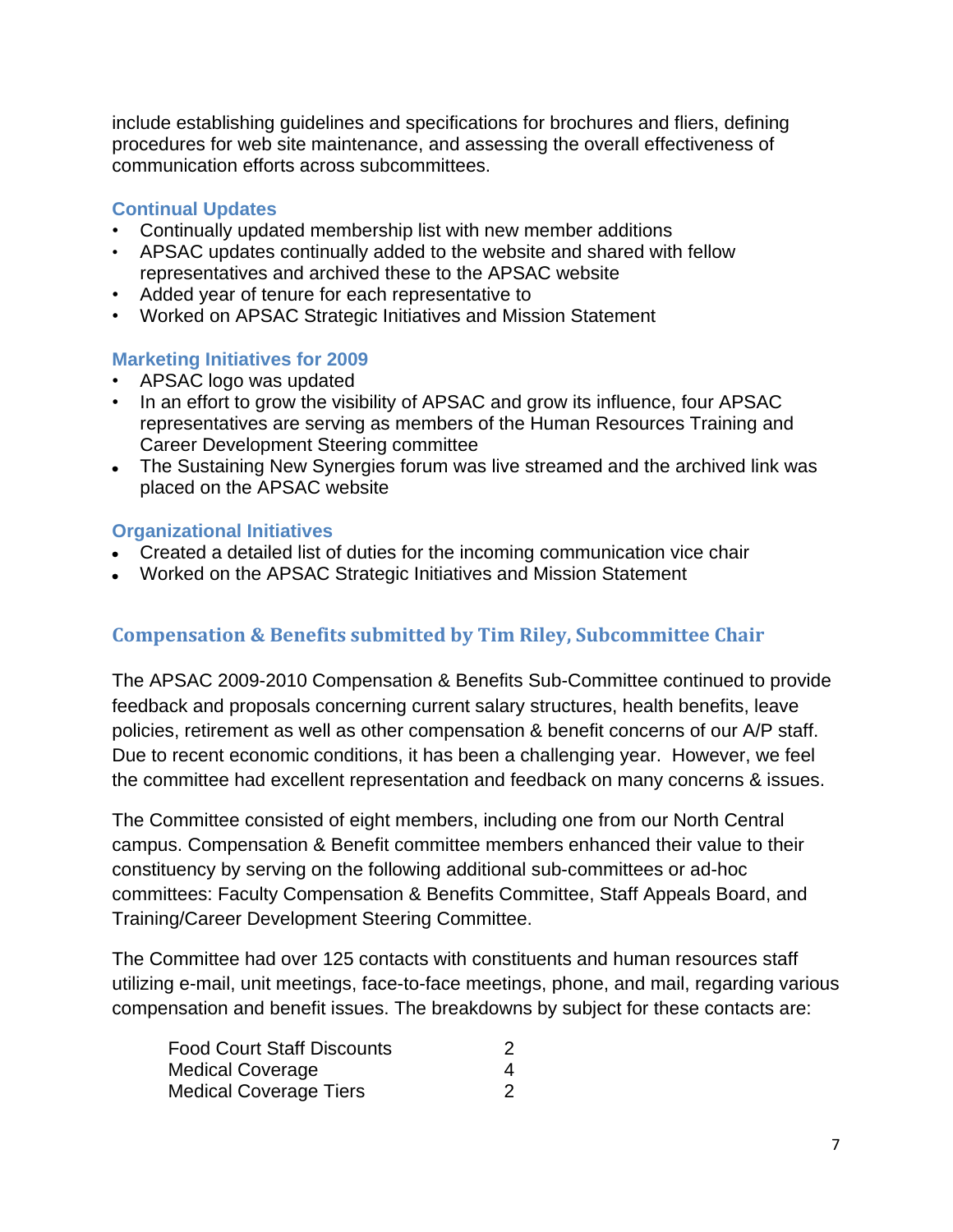include establishing guidelines and specifications for brochures and fliers, defining procedures for web site maintenance, and assessing the overall effectiveness of communication efforts across subcommittees.

### Continual Updates

- Continually updated membership list with new member additions
- APSAC updates continually added to the website and shared with fellow representatives and archived these to the APSAC website
- Added year of tenure for each representative to
- Worked on APSAC Strategic Initiatives and Mission Statement

### Marketing Initiatives for 2009

- APSAC logo was updated
- In an effort to grow the visibility of APSAC and grow its influence, four APSAC representatives are serving as members of the Human Resources Training and Career Development Steering committee
- The Sustaining New Synergies forum was live streamed and the archived link was placed on the APSAC website

### Organizational Initiatives

- Created a detailed list of duties for the incoming communication vice chair
- Worked on the APSAC Strategic Initiatives and Mission Statement

## Compensation & Benefits submitted by Tim Riley, Subcommittee Chair

The APSAC 2009-2010 Compensation & Benefits Sub-Committee continued to provide feedback and proposals concerning current salary structures, health benefits, leave policies, retirement as well as other compensation & benefit concerns of our A/P staff. Due to recent economic conditions, it has been a challenging year. However, we feel the committee had excellent representation and feedback on many concerns & issues.

The Committee consisted of eight members, including one from our North Central campus. Compensation & Benefit committee members enhanced their value to their constituency by serving on the following additional sub-committees or ad-hoc committees: Faculty Compensation & Benefits Committee, Staff Appeals Board, and Training/Career Development Steering Committee.

The Committee had over 125 contacts with constituents and human resources staff utilizing e-mail, unit meetings, face-to-face meetings, phone, and mail, regarding various compensation and benefit issues. The breakdowns by subject for these contacts are:

| | |
|---|---|
| Food Court Staff Discounts | 2 |
| Medical Coverage | 4 |
| Medical Coverage Tiers | 2 |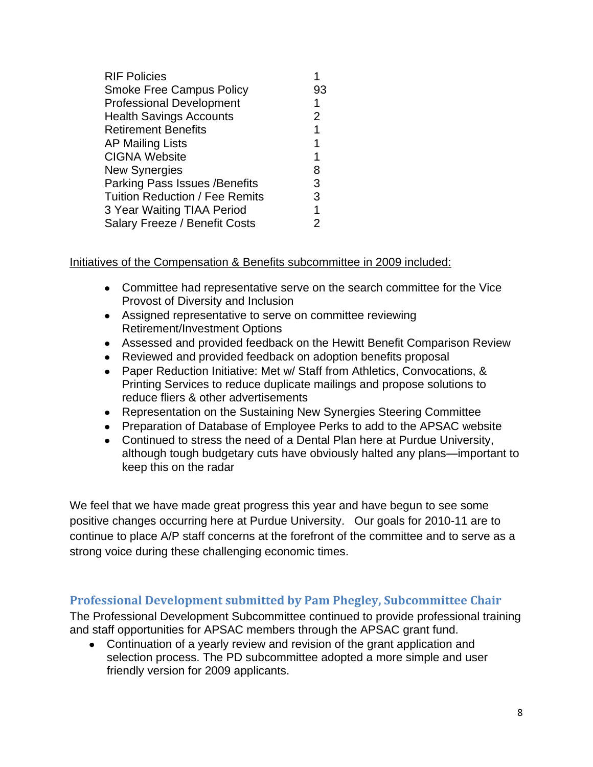| | |
|---|---|
| RIF Policies | 1 |
| Smoke Free Campus Policy | 93 |
| Professional Development | 1 |
| Health Savings Accounts | 2 |
| Retirement Benefits | 1 |
| AP Mailing Lists | 1 |
| CIGNA Website | 1 |
| New Synergies | 8 |
| Parking Pass Issues /Benefits | 3 |
| Tuition Reduction / Fee Remits | 3 |
| 3 Year Waiting TIAA Period | 1 |
| Salary Freeze / Benefit Costs | 2 |

Initiatives of the Compensation & Benefits subcommittee in 2009 included:

- Committee had representative serve on the search committee for the Vice Provost of Diversity and Inclusion
- Assigned representative to serve on committee reviewing Retirement/Investment Options
- Assessed and provided feedback on the Hewitt Benefit Comparison Review
- Reviewed and provided feedback on adoption benefits proposal
- Paper Reduction Initiative: Met w/ Staff from Athletics, Convocations, & Printing Services to reduce duplicate mailings and propose solutions to reduce fliers & other advertisements
- Representation on the Sustaining New Synergies Steering Committee
- Preparation of Database of Employee Perks to add to the APSAC website
- Continued to stress the need of a Dental Plan here at Purdue University, although tough budgetary cuts have obviously halted any plans—important to keep this on the radar

We feel that we have made great progress this year and have begun to see some positive changes occurring here at Purdue University. Our goals for 2010-11 are to continue to place A/P staff concerns at the forefront of the committee and to serve as a strong voice during these challenging economic times.

## Professional Development submitted by Pam Phegley, Subcommittee Chair

The Professional Development Subcommittee continued to provide professional training and staff opportunities for APSAC members through the APSAC grant fund.

- Continuation of a yearly review and revision of the grant application and selection process. The PD subcommittee adopted a more simple and user friendly version for 2009 applicants.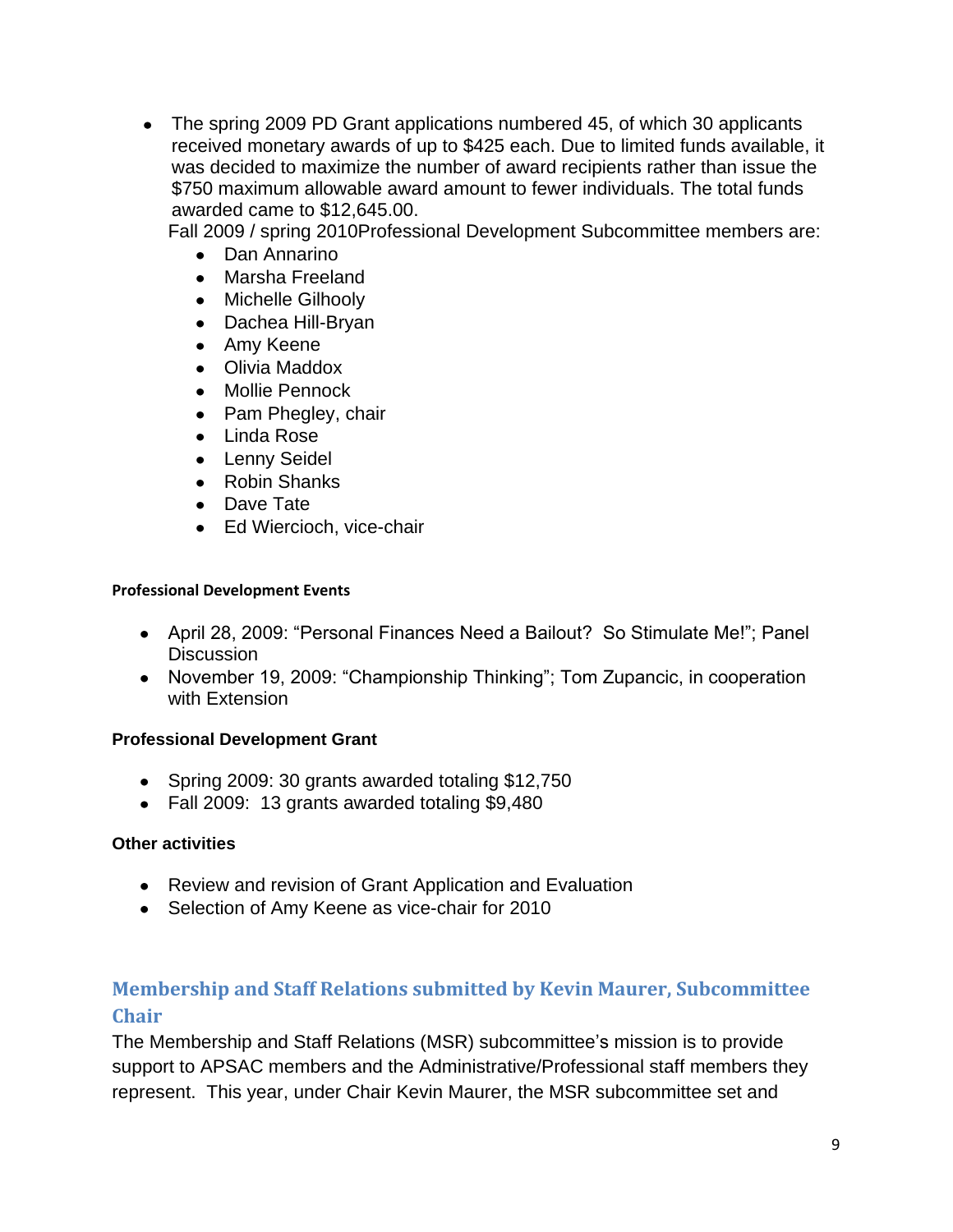- The spring 2009 PD Grant applications numbered 45, of which 30 applicants received monetary awards of up to $425 each. Due to limited funds available, it was decided to maximize the number of award recipients rather than issue the $750 maximum allowable award amount to fewer individuals. The total funds awarded came to $12,645.00.

  Fall 2009 / spring 2010Professional Development Subcommittee members are:
  - Dan Annarino
  - Marsha Freeland
  - Michelle Gilhooly
  - Dachea Hill-Bryan
  - Amy Keene
  - Olivia Maddox
  - Mollie Pennock
  - Pam Phegley, chair
  - Linda Rose
  - Lenny Seidel
  - Robin Shanks
  - Dave Tate
  - Ed Wiercioch, vice-chair

**Professional Development Events**

- April 28, 2009: "Personal Finances Need a Bailout? So Stimulate Me!"; Panel Discussion
- November 19, 2009: "Championship Thinking"; Tom Zupancic, in cooperation with Extension

**Professional Development Grant**

- Spring 2009: 30 grants awarded totaling $12,750
- Fall 2009: 13 grants awarded totaling $9,480

**Other activities**

- Review and revision of Grant Application and Evaluation
- Selection of Amy Keene as vice-chair for 2010

## Membership and Staff Relations submitted by Kevin Maurer, Subcommittee Chair

The Membership and Staff Relations (MSR) subcommittee's mission is to provide support to APSAC members and the Administrative/Professional staff members they represent. This year, under Chair Kevin Maurer, the MSR subcommittee set and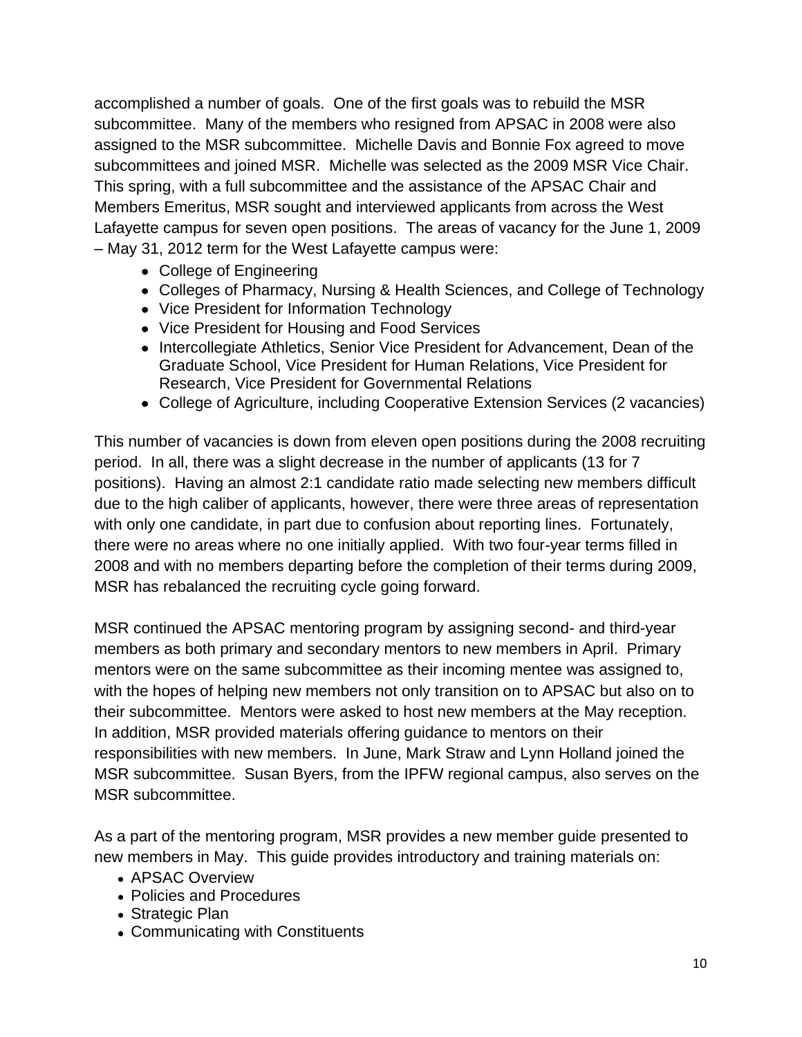accomplished a number of goals. One of the first goals was to rebuild the MSR subcommittee. Many of the members who resigned from APSAC in 2008 were also assigned to the MSR subcommittee. Michelle Davis and Bonnie Fox agreed to move subcommittees and joined MSR. Michelle was selected as the 2009 MSR Vice Chair. This spring, with a full subcommittee and the assistance of the APSAC Chair and Members Emeritus, MSR sought and interviewed applicants from across the West Lafayette campus for seven open positions. The areas of vacancy for the June 1, 2009 – May 31, 2012 term for the West Lafayette campus were:

- College of Engineering
- Colleges of Pharmacy, Nursing & Health Sciences, and College of Technology
- Vice President for Information Technology
- Vice President for Housing and Food Services
- Intercollegiate Athletics, Senior Vice President for Advancement, Dean of the Graduate School, Vice President for Human Relations, Vice President for Research, Vice President for Governmental Relations
- College of Agriculture, including Cooperative Extension Services (2 vacancies)

This number of vacancies is down from eleven open positions during the 2008 recruiting period. In all, there was a slight decrease in the number of applicants (13 for 7 positions). Having an almost 2:1 candidate ratio made selecting new members difficult due to the high caliber of applicants, however, there were three areas of representation with only one candidate, in part due to confusion about reporting lines. Fortunately, there were no areas where no one initially applied. With two four-year terms filled in 2008 and with no members departing before the completion of their terms during 2009, MSR has rebalanced the recruiting cycle going forward.

MSR continued the APSAC mentoring program by assigning second- and third-year members as both primary and secondary mentors to new members in April. Primary mentors were on the same subcommittee as their incoming mentee was assigned to, with the hopes of helping new members not only transition on to APSAC but also on to their subcommittee. Mentors were asked to host new members at the May reception. In addition, MSR provided materials offering guidance to mentors on their responsibilities with new members. In June, Mark Straw and Lynn Holland joined the MSR subcommittee. Susan Byers, from the IPFW regional campus, also serves on the MSR subcommittee.

As a part of the mentoring program, MSR provides a new member guide presented to new members in May. This guide provides introductory and training materials on:

- APSAC Overview
- Policies and Procedures
- Strategic Plan
- Communicating with Constituents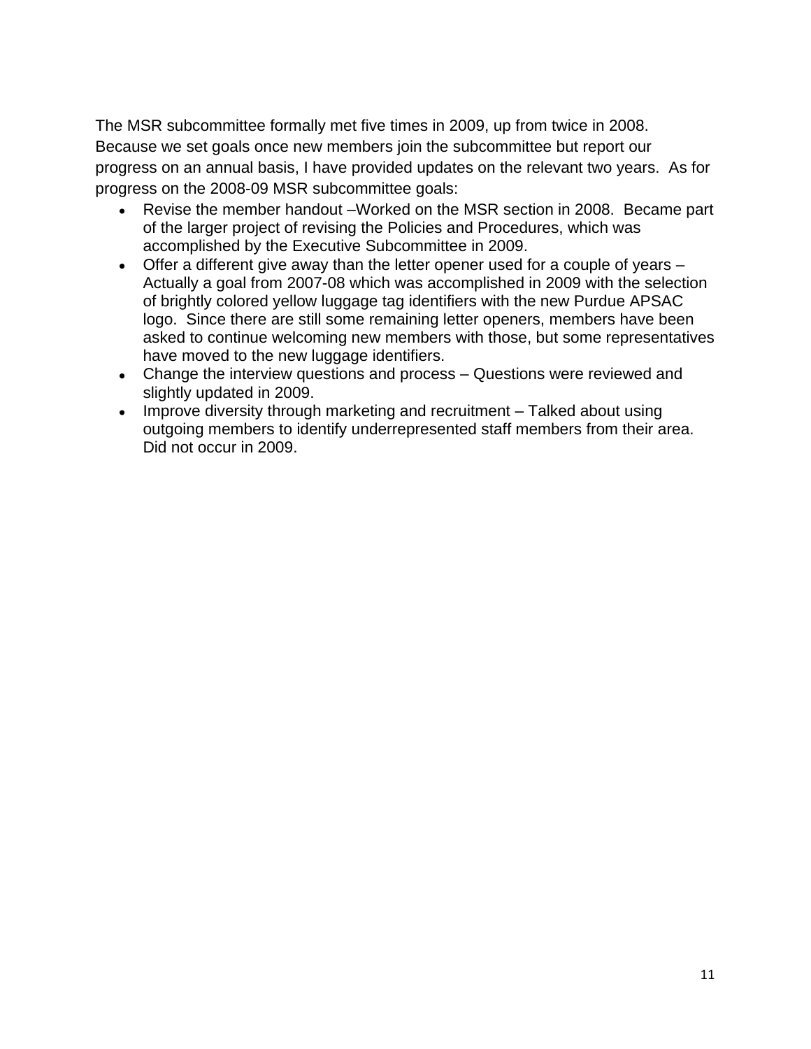The MSR subcommittee formally met five times in 2009, up from twice in 2008. Because we set goals once new members join the subcommittee but report our progress on an annual basis, I have provided updates on the relevant two years. As for progress on the 2008-09 MSR subcommittee goals:

- Revise the member handout –Worked on the MSR section in 2008. Became part of the larger project of revising the Policies and Procedures, which was accomplished by the Executive Subcommittee in 2009.
- Offer a different give away than the letter opener used for a couple of years – Actually a goal from 2007-08 which was accomplished in 2009 with the selection of brightly colored yellow luggage tag identifiers with the new Purdue APSAC logo. Since there are still some remaining letter openers, members have been asked to continue welcoming new members with those, but some representatives have moved to the new luggage identifiers.
- Change the interview questions and process – Questions were reviewed and slightly updated in 2009.
- Improve diversity through marketing and recruitment – Talked about using outgoing members to identify underrepresented staff members from their area. Did not occur in 2009.